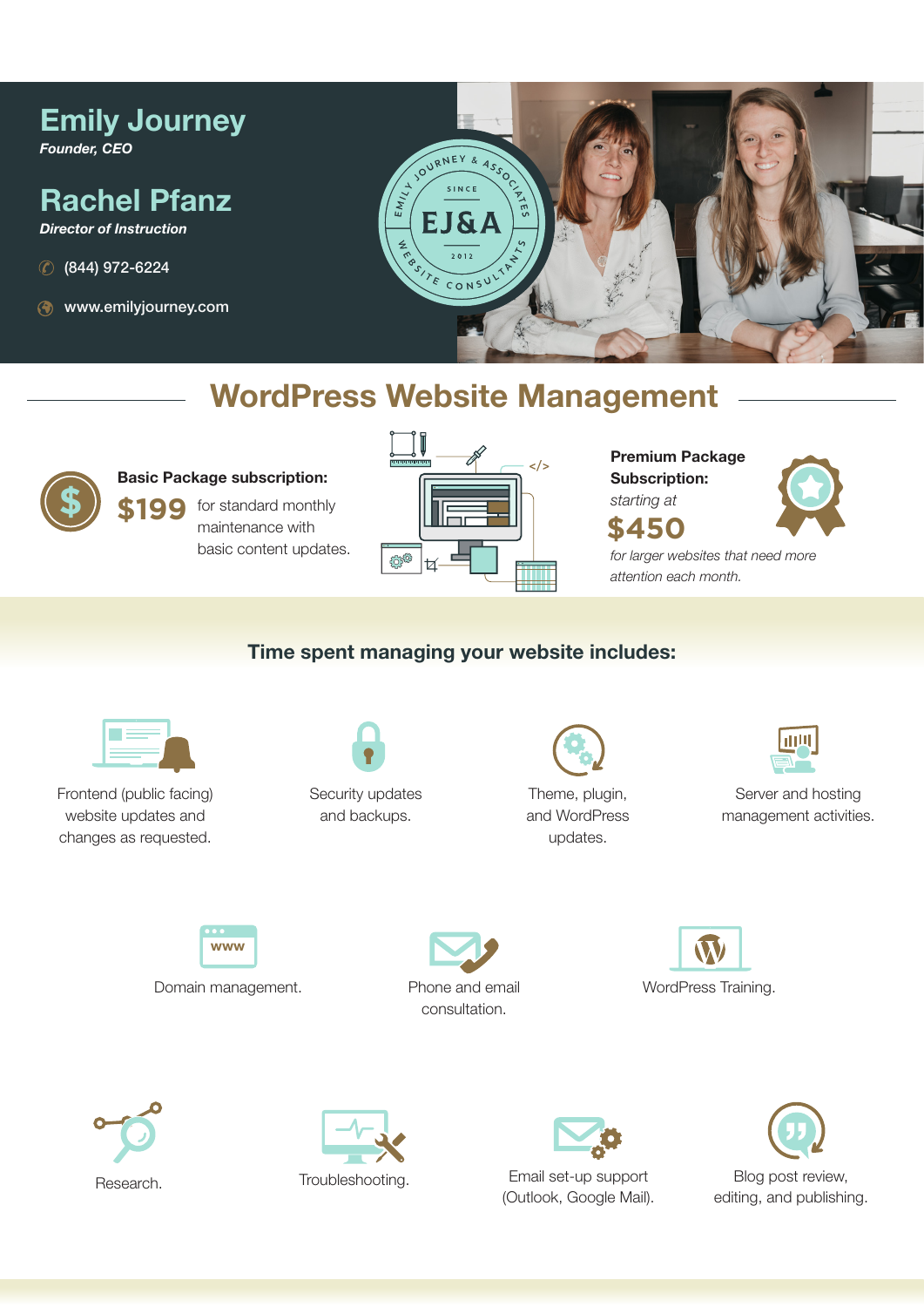# Emily Journey

***Founder, CEO***

# Rachel Pfanz

***Director of Instruction***

(844) 972-6224

www.emilyjourney.com

EMILY JOURNEY & ASSOCIATES SINCE EJ&A 2012 WEBSITE CONSULTANTS

## WordPress Website Management

**Basic Package subscription:**

**$199** for standard monthly maintenance with basic content updates.

**Premium Package Subscription:**

*starting at*

**$450**

*for larger websites that need more attention each month.*

### Time spent managing your website includes:

- Frontend (public facing) website updates and changes as requested.
- Security updates and backups.
- Theme, plugin, and WordPress updates.
- Server and hosting management activities.
- Domain management.
- Phone and email consultation.
- WordPress Training.
- Research.
- Troubleshooting.
- Email set-up support (Outlook, Google Mail).
- Blog post review, editing, and publishing.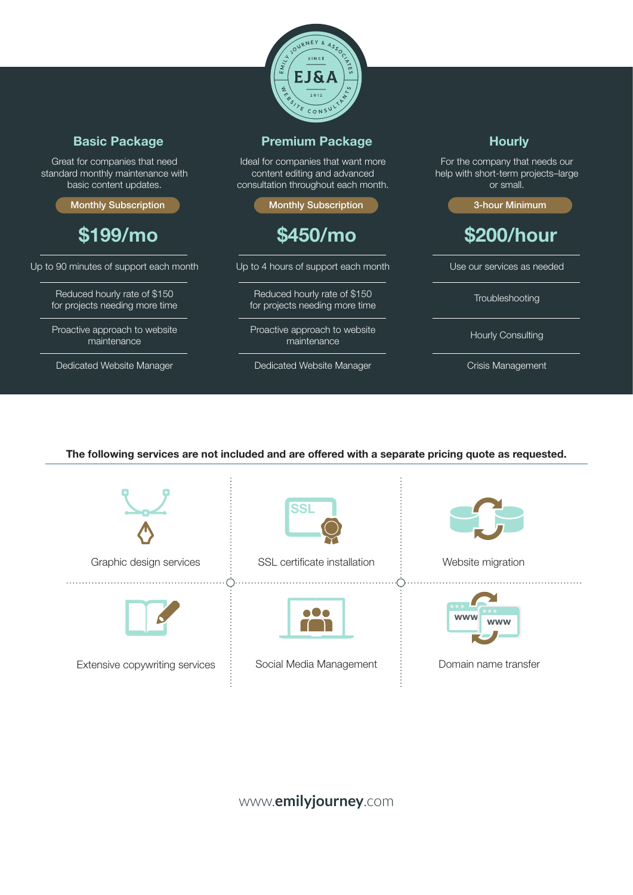EMILY JOURNEY & ASSOCIATES
SINCE
**EJ&A**
2012
WEBSITE CONSULTANTS

## Basic Package

Great for companies that need standard monthly maintenance with basic content updates.

**Monthly Subscription**

# $199/mo

- Up to 90 minutes of support each month
- Reduced hourly rate of $150 for projects needing more time
- Proactive approach to website maintenance
- Dedicated Website Manager

## Premium Package

Ideal for companies that want more content editing and advanced consultation throughout each month.

**Monthly Subscription**

# $450/mo

- Up to 4 hours of support each month
- Reduced hourly rate of $150 for projects needing more time
- Proactive approach to website maintenance
- Dedicated Website Manager

## Hourly

For the company that needs our help with short-term projects–large or small.

**3-hour Minimum**

# $200/hour

- Use our services as needed
- Troubleshooting
- Hourly Consulting
- Crisis Management

**The following services are not included and are offered with a separate pricing quote as requested.**

- Graphic design services
- SSL certificate installation
- Website migration
- Extensive copywriting services
- Social Media Management
- Domain name transfer

www.**emilyjourney**.com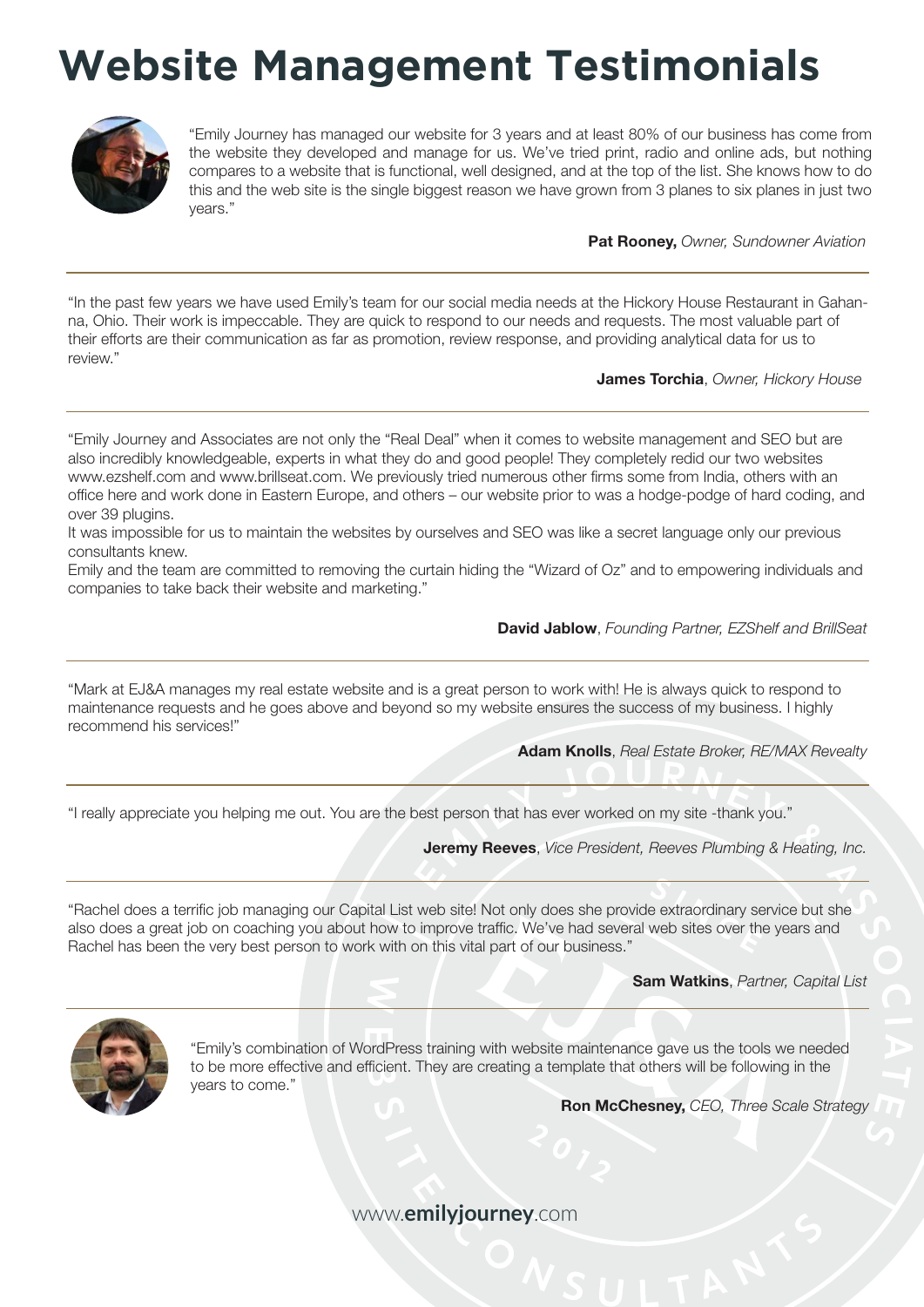# Website Management Testimonials

"Emily Journey has managed our website for 3 years and at least 80% of our business has come from the website they developed and manage for us. We've tried print, radio and online ads, but nothing compares to a website that is functional, well designed, and at the top of the list. She knows how to do this and the web site is the single biggest reason we have grown from 3 planes to six planes in just two years."

**Pat Rooney,** *Owner, Sundowner Aviation*

---

"In the past few years we have used Emily's team for our social media needs at the Hickory House Restaurant in Gahanna, Ohio. Their work is impeccable. They are quick to respond to our needs and requests. The most valuable part of their efforts are their communication as far as promotion, review response, and providing analytical data for us to review."

**James Torchia**, *Owner, Hickory House*

---

"Emily Journey and Associates are not only the "Real Deal" when it comes to website management and SEO but are also incredibly knowledgeable, experts in what they do and good people! They completely redid our two websites www.ezshelf.com and www.brillseat.com. We previously tried numerous other firms some from India, others with an office here and work done in Eastern Europe, and others – our website prior to was a hodge-podge of hard coding, and over 39 plugins.

It was impossible for us to maintain the websites by ourselves and SEO was like a secret language only our previous consultants knew.

Emily and the team are committed to removing the curtain hiding the "Wizard of Oz" and to empowering individuals and companies to take back their website and marketing."

**David Jablow**, *Founding Partner, EZShelf and BrillSeat*

---

"Mark at EJ&A manages my real estate website and is a great person to work with! He is always quick to respond to maintenance requests and he goes above and beyond so my website ensures the success of my business. I highly recommend his services!"

**Adam Knolls**, *Real Estate Broker, RE/MAX Revealty*

---

"I really appreciate you helping me out. You are the best person that has ever worked on my site -thank you."

**Jeremy Reeves**, *Vice President, Reeves Plumbing & Heating, Inc.*

---

"Rachel does a terrific job managing our Capital List web site! Not only does she provide extraordinary service but she also does a great job on coaching you about how to improve traffic. We've had several web sites over the years and Rachel has been the very best person to work with on this vital part of our business."

**Sam Watkins**, *Partner, Capital List*

---

"Emily's combination of WordPress training with website maintenance gave us the tools we needed to be more effective and efficient. They are creating a template that others will be following in the years to come."

**Ron McChesney,** *CEO, Three Scale Strategy*

www.**emilyjourney**.com